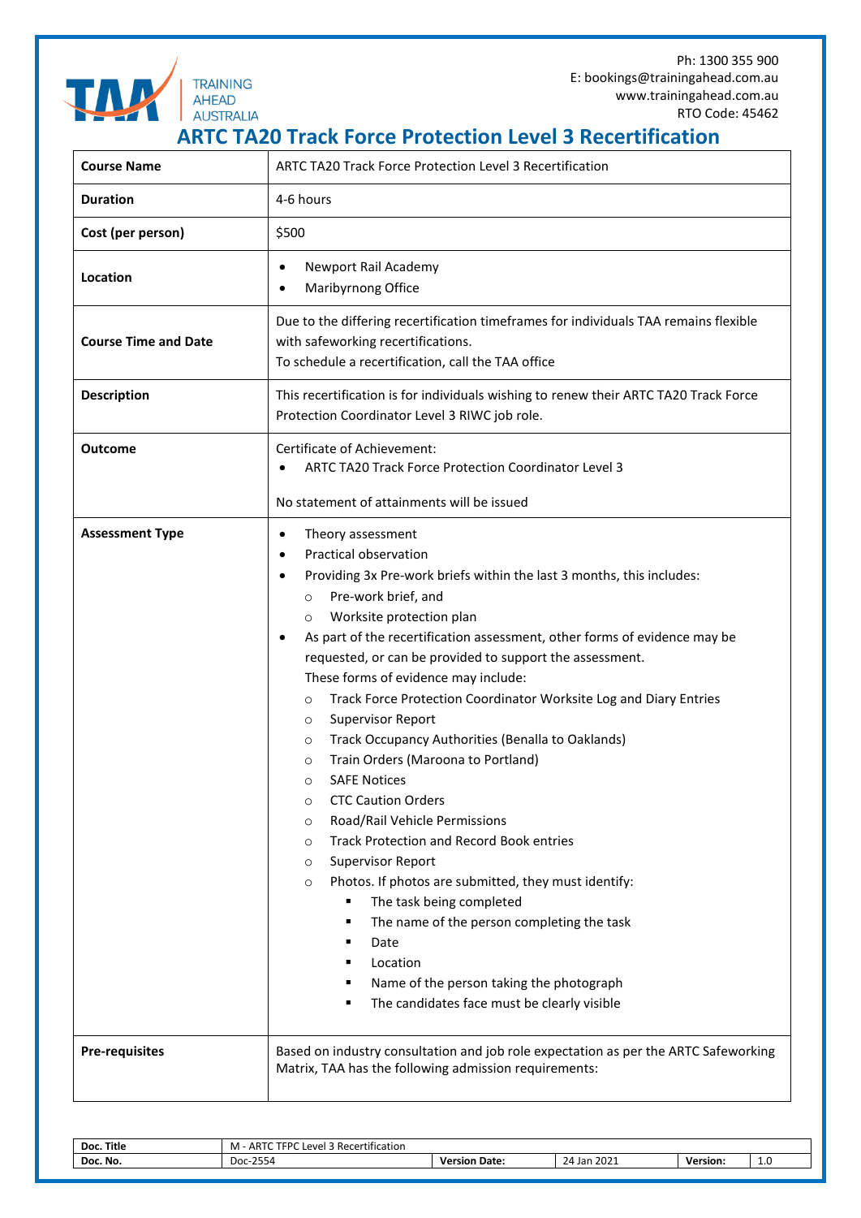Ph: 1300 355 900
E: bookings@trainingahead.com.au
www.trainingahead.com.au
RTO Code: 45462

# ARTC TA20 Track Force Protection Level 3 Recertification

| | |
|---|---|
| **Course Name** | ARTC TA20 Track Force Protection Level 3 Recertification |
| **Duration** | 4-6 hours |
| **Cost (per person)** | $500 |
| **Location** | • Newport Rail Academy<br>• Maribyrnong Office |
| **Course Time and Date** | Due to the differing recertification timeframes for individuals TAA remains flexible with safeworking recertifications.<br>To schedule a recertification, call the TAA office |
| **Description** | This recertification is for individuals wishing to renew their ARTC TA20 Track Force Protection Coordinator Level 3 RIWC job role. |
| **Outcome** | Certificate of Achievement:<br>• ARTC TA20 Track Force Protection Coordinator Level 3<br><br>No statement of attainments will be issued |
| **Assessment Type** | • Theory assessment<br>• Practical observation<br>• Providing 3x Pre-work briefs within the last 3 months, this includes:<br>&nbsp;&nbsp;○ Pre-work brief, and<br>&nbsp;&nbsp;○ Worksite protection plan<br>• As part of the recertification assessment, other forms of evidence may be requested, or can be provided to support the assessment.<br>These forms of evidence may include:<br>&nbsp;&nbsp;○ Track Force Protection Coordinator Worksite Log and Diary Entries<br>&nbsp;&nbsp;○ Supervisor Report<br>&nbsp;&nbsp;○ Track Occupancy Authorities (Benalla to Oaklands)<br>&nbsp;&nbsp;○ Train Orders (Maroona to Portland)<br>&nbsp;&nbsp;○ SAFE Notices<br>&nbsp;&nbsp;○ CTC Caution Orders<br>&nbsp;&nbsp;○ Road/Rail Vehicle Permissions<br>&nbsp;&nbsp;○ Track Protection and Record Book entries<br>&nbsp;&nbsp;○ Supervisor Report<br>&nbsp;&nbsp;○ Photos. If photos are submitted, they must identify:<br>&nbsp;&nbsp;&nbsp;&nbsp;▪ The task being completed<br>&nbsp;&nbsp;&nbsp;&nbsp;▪ The name of the person completing the task<br>&nbsp;&nbsp;&nbsp;&nbsp;▪ Date<br>&nbsp;&nbsp;&nbsp;&nbsp;▪ Location<br>&nbsp;&nbsp;&nbsp;&nbsp;▪ Name of the person taking the photograph<br>&nbsp;&nbsp;&nbsp;&nbsp;▪ The candidates face must be clearly visible |
| **Pre-requisites** | Based on industry consultation and job role expectation as per the ARTC Safeworking Matrix, TAA has the following admission requirements: |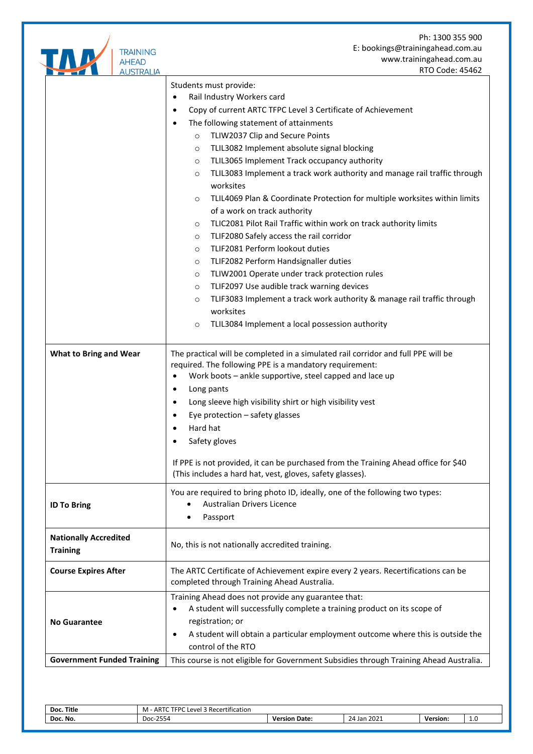| | |
|---|---|
| | Students must provide:<br>• Rail Industry Workers card<br>• Copy of current ARTC TFPC Level 3 Certificate of Achievement<br>• The following statement of attainments<br>  ○ TLIW2037 Clip and Secure Points<br>  ○ TLIL3082 Implement absolute signal blocking<br>  ○ TLIL3065 Implement Track occupancy authority<br>  ○ TLIL3083 Implement a track work authority and manage rail traffic through worksites<br>  ○ TLIL4069 Plan & Coordinate Protection for multiple worksites within limits of a work on track authority<br>  ○ TLIC2081 Pilot Rail Traffic within work on track authority limits<br>  ○ TLIF2080 Safely access the rail corridor<br>  ○ TLIF2081 Perform lookout duties<br>  ○ TLIF2082 Perform Handsignaller duties<br>  ○ TLIW2001 Operate under track protection rules<br>  ○ TLIF2097 Use audible track warning devices<br>  ○ TLIF3083 Implement a track work authority & manage rail traffic through worksites<br>  ○ TLIL3084 Implement a local possession authority |
| **What to Bring and Wear** | The practical will be completed in a simulated rail corridor and full PPE will be required. The following PPE is a mandatory requirement:<br>• Work boots – ankle supportive, steel capped and lace up<br>• Long pants<br>• Long sleeve high visibility shirt or high visibility vest<br>• Eye protection – safety glasses<br>• Hard hat<br>• Safety gloves<br><br>If PPE is not provided, it can be purchased from the Training Ahead office for $40 (This includes a hard hat, vest, gloves, safety glasses). |
| **ID To Bring** | You are required to bring photo ID, ideally, one of the following two types:<br>• Australian Drivers Licence<br>• Passport |
| **Nationally Accredited Training** | No, this is not nationally accredited training. |
| **Course Expires After** | The ARTC Certificate of Achievement expire every 2 years. Recertifications can be completed through Training Ahead Australia. |
| **No Guarantee** | Training Ahead does not provide any guarantee that:<br>• A student will successfully complete a training product on its scope of registration; or<br>• A student will obtain a particular employment outcome where this is outside the control of the RTO |
| **Government Funded Training** | This course is not eligible for Government Subsidies through Training Ahead Australia. |

| | | | | | |
|---|---|---|---|---|---|
| **Doc. Title** | M - ARTC TFPC Level 3 Recertification | | | | |
| **Doc. No.** | Doc-2554 | **Version Date:** | 24 Jan 2021 | **Version:** | 1.0 |